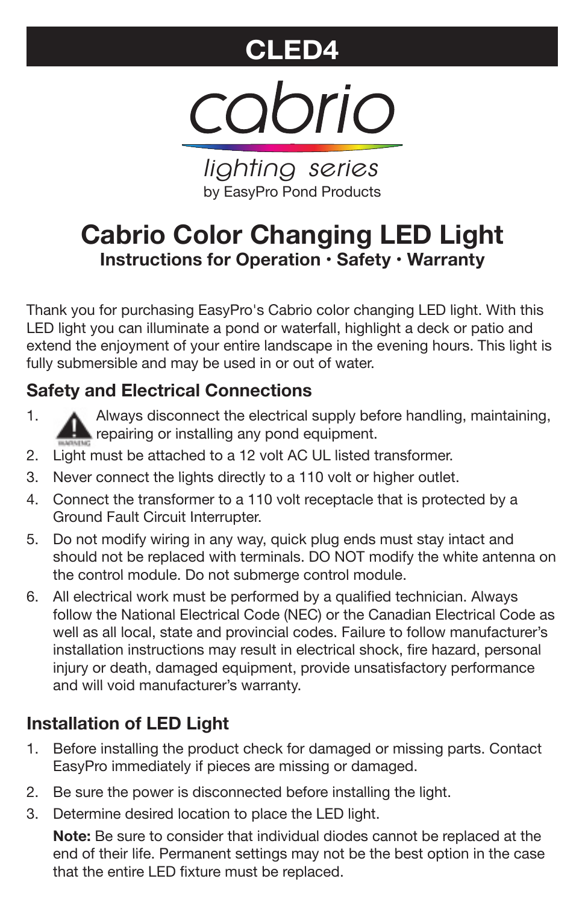# CLED4

cabrio

*lighting series*

by EasyPro Pond Products

# Cabrio Color Changing LED Light

**Instructions for Operation • Safety • Warranty**

Thank you for purchasing EasyPro's Cabrio color changing LED light. With this LED light you can illuminate a pond or waterfall, highlight a deck or patio and extend the enjoyment of your entire landscape in the evening hours. This light is fully submersible and may be used in or out of water.

## Safety and Electrical Connections

1. Always disconnect the electrical supply before handling, maintaining, repairing or installing any pond equipment.
2. Light must be attached to a 12 volt AC UL listed transformer.
3. Never connect the lights directly to a 110 volt or higher outlet.
4. Connect the transformer to a 110 volt receptacle that is protected by a Ground Fault Circuit Interrupter.
5. Do not modify wiring in any way, quick plug ends must stay intact and should not be replaced with terminals. DO NOT modify the white antenna on the control module. Do not submerge control module.
6. All electrical work must be performed by a qualified technician. Always follow the National Electrical Code (NEC) or the Canadian Electrical Code as well as all local, state and provincial codes. Failure to follow manufacturer's installation instructions may result in electrical shock, fire hazard, personal injury or death, damaged equipment, provide unsatisfactory performance and will void manufacturer's warranty.

## Installation of LED Light

1. Before installing the product check for damaged or missing parts. Contact EasyPro immediately if pieces are missing or damaged.
2. Be sure the power is disconnected before installing the light.
3. Determine desired location to place the LED light.

   **Note:** Be sure to consider that individual diodes cannot be replaced at the end of their life. Permanent settings may not be the best option in the case that the entire LED fixture must be replaced.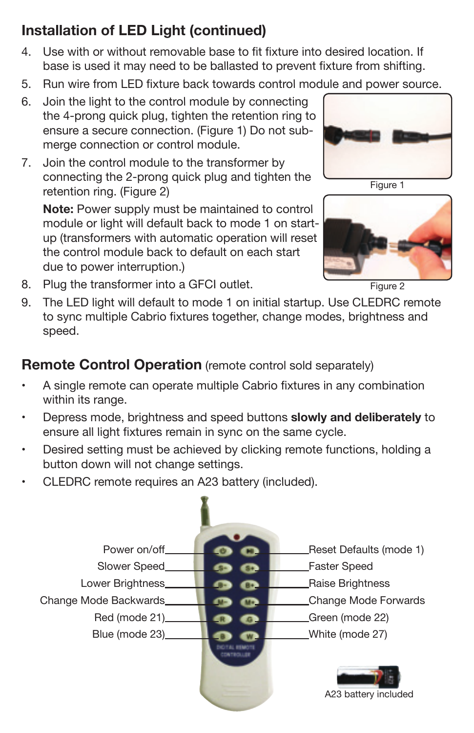## Installation of LED Light (continued)

4. Use with or without removable base to fit fixture into desired location. If base is used it may need to be ballasted to prevent fixture from shifting.
5. Run wire from LED fixture back towards control module and power source.
6. Join the light to the control module by connecting the 4-prong quick plug, tighten the retention ring to ensure a secure connection. (Figure 1) Do not submerge connection or control module.
7. Join the control module to the transformer by connecting the 2-prong quick plug and tighten the retention ring. (Figure 2)

   **Note:** Power supply must be maintained to control module or light will default back to mode 1 on start-up (transformers with automatic operation will reset the control module back to default on each start due to power interruption.)
8. Plug the transformer into a GFCI outlet.
9. The LED light will default to mode 1 on initial startup. Use CLEDRC remote to sync multiple Cabrio fixtures together, change modes, brightness and speed.

Figure 1

Figure 2

## Remote Control Operation (remote control sold separately)

- A single remote can operate multiple Cabrio fixtures in any combination within its range.
- Depress mode, brightness and speed buttons **slowly and deliberately** to ensure all light fixtures remain in sync on the same cycle.
- Desired setting must be achieved by clicking remote functions, holding a button down will not change settings.
- CLEDRC remote requires an A23 battery (included).

| Left button | Right button |
| --- | --- |
| Power on/off | Reset Defaults (mode 1) |
| Slower Speed | Faster Speed |
| Lower Brightness | Raise Brightness |
| Change Mode Backwards | Change Mode Forwards |
| Red (mode 21) | Green (mode 22) |
| Blue (mode 23) | White (mode 27) |

A23 battery included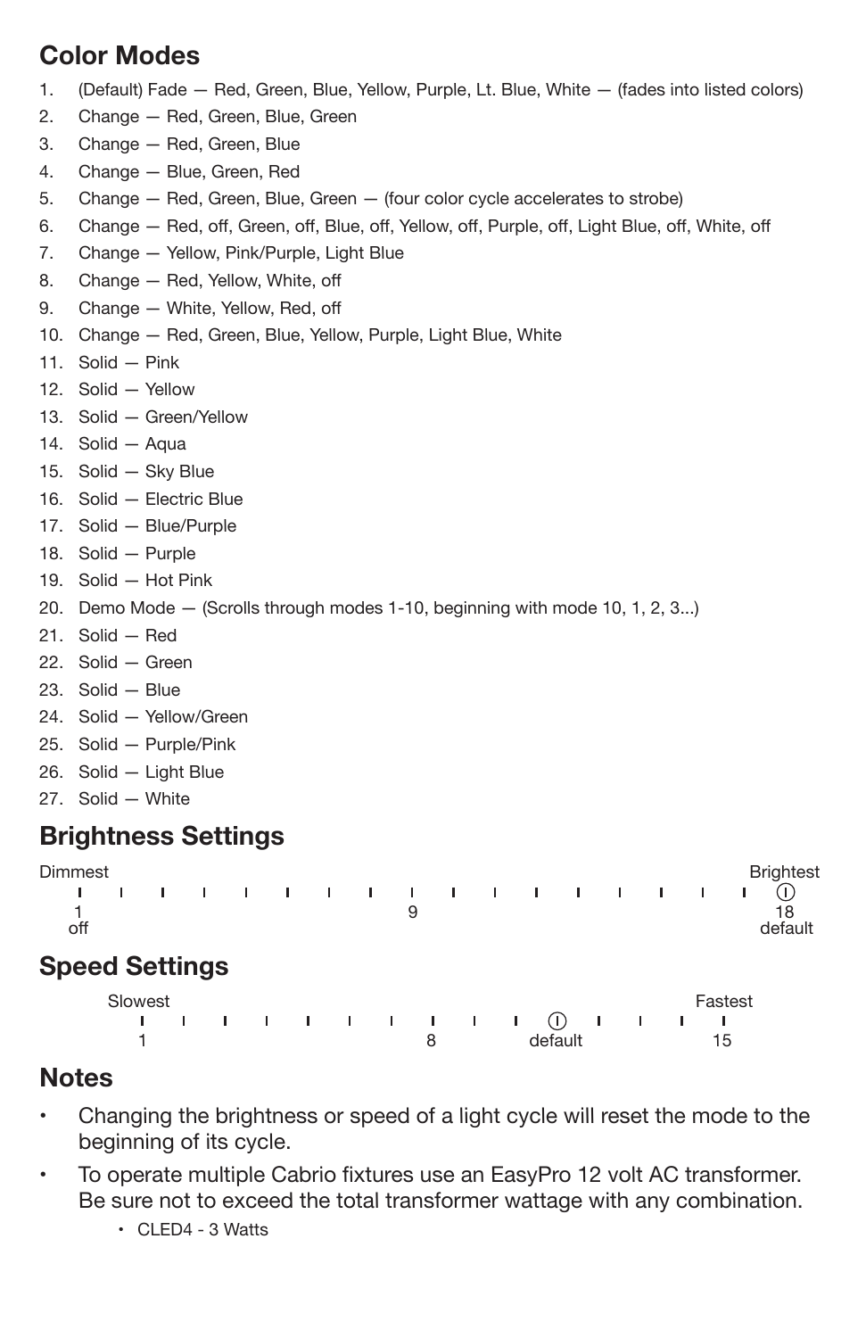## Color Modes

1. (Default) Fade — Red, Green, Blue, Yellow, Purple, Lt. Blue, White — (fades into listed colors)
2. Change — Red, Green, Blue, Green
3. Change — Red, Green, Blue
4. Change — Blue, Green, Red
5. Change — Red, Green, Blue, Green — (four color cycle accelerates to strobe)
6. Change — Red, off, Green, off, Blue, off, Yellow, off, Purple, off, Light Blue, off, White, off
7. Change — Yellow, Pink/Purple, Light Blue
8. Change — Red, Yellow, White, off
9. Change — White, Yellow, Red, off
10. Change — Red, Green, Blue, Yellow, Purple, Light Blue, White
11. Solid — Pink
12. Solid — Yellow
13. Solid — Green/Yellow
14. Solid — Aqua
15. Solid — Sky Blue
16. Solid — Electric Blue
17. Solid — Blue/Purple
18. Solid — Purple
19. Solid — Hot Pink
20. Demo Mode — (Scrolls through modes 1-10, beginning with mode 10, 1, 2, 3...)
21. Solid — Red
22. Solid — Green
23. Solid — Blue
24. Solid — Yellow/Green
25. Solid — Purple/Pink
26. Solid — Light Blue
27. Solid — White

## Brightness Settings

Dimmest — Brightest

1 (off) ... 9 ... 18 (default)

## Speed Settings

Slowest — Fastest

1 ... 8 ... default (12) ... 15

## Notes

- Changing the brightness or speed of a light cycle will reset the mode to the beginning of its cycle.
- To operate multiple Cabrio fixtures use an EasyPro 12 volt AC transformer. Be sure not to exceed the total transformer wattage with any combination.
  - CLED4 - 3 Watts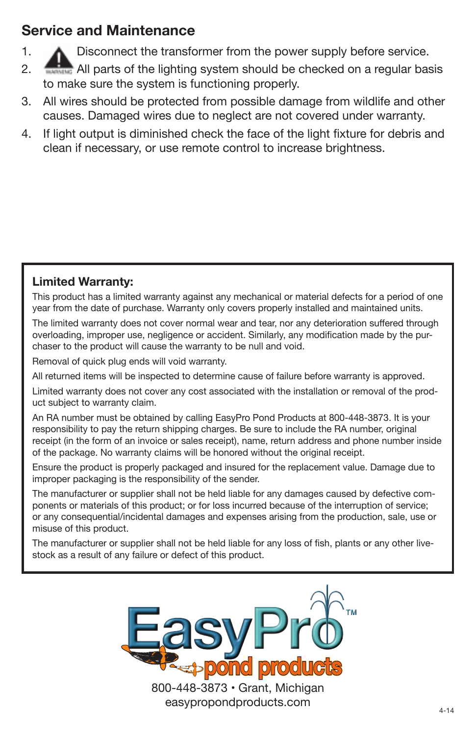## Service and Maintenance

1. Disconnect the transformer from the power supply before service.
2. All parts of the lighting system should be checked on a regular basis to make sure the system is functioning properly.
3. All wires should be protected from possible damage from wildlife and other causes. Damaged wires due to neglect are not covered under warranty.
4. If light output is diminished check the face of the light fixture for debris and clean if necessary, or use remote control to increase brightness.

### Limited Warranty:

This product has a limited warranty against any mechanical or material defects for a period of one year from the date of purchase. Warranty only covers properly installed and maintained units.

The limited warranty does not cover normal wear and tear, nor any deterioration suffered through overloading, improper use, negligence or accident. Similarly, any modification made by the purchaser to the product will cause the warranty to be null and void.

Removal of quick plug ends will void warranty.

All returned items will be inspected to determine cause of failure before warranty is approved.

Limited warranty does not cover any cost associated with the installation or removal of the product subject to warranty claim.

An RA number must be obtained by calling EasyPro Pond Products at 800-448-3873. It is your responsibility to pay the return shipping charges. Be sure to include the RA number, original receipt (in the form of an invoice or sales receipt), name, return address and phone number inside of the package. No warranty claims will be honored without the original receipt.

Ensure the product is properly packaged and insured for the replacement value. Damage due to improper packaging is the responsibility of the sender.

The manufacturer or supplier shall not be held liable for any damages caused by defective components or materials of this product; or for loss incurred because of the interruption of service; or any consequential/incidental damages and expenses arising from the production, sale, use or misuse of this product.

The manufacturer or supplier shall not be held liable for any loss of fish, plants or any other livestock as a result of any failure or defect of this product.

EasyPro™ pond products

800-448-3873 • Grant, Michigan
easypropondproducts.com

4-14